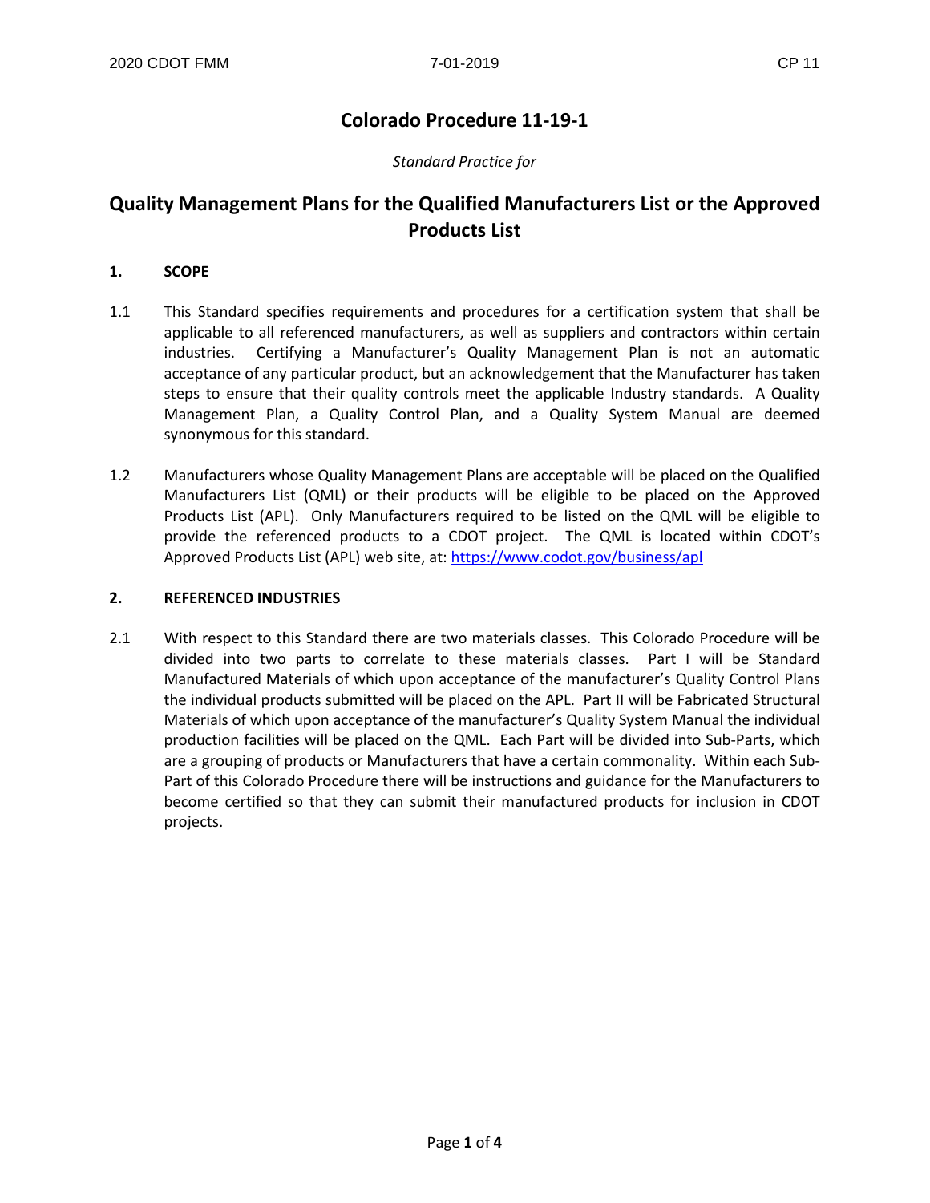# Colorado Procedure 11-19-1

*Standard Practice for*

# Quality Management Plans for the Qualified Manufacturers List or the Approved Products List

## 1. SCOPE

1.1 This Standard specifies requirements and procedures for a certification system that shall be applicable to all referenced manufacturers, as well as suppliers and contractors within certain industries. Certifying a Manufacturer's Quality Management Plan is not an automatic acceptance of any particular product, but an acknowledgement that the Manufacturer has taken steps to ensure that their quality controls meet the applicable Industry standards. A Quality Management Plan, a Quality Control Plan, and a Quality System Manual are deemed synonymous for this standard.

1.2 Manufacturers whose Quality Management Plans are acceptable will be placed on the Qualified Manufacturers List (QML) or their products will be eligible to be placed on the Approved Products List (APL). Only Manufacturers required to be listed on the QML will be eligible to provide the referenced products to a CDOT project. The QML is located within CDOT's Approved Products List (APL) web site, at: https://www.codot.gov/business/apl

## 2. REFERENCED INDUSTRIES

2.1 With respect to this Standard there are two materials classes. This Colorado Procedure will be divided into two parts to correlate to these materials classes. Part I will be Standard Manufactured Materials of which upon acceptance of the manufacturer's Quality Control Plans the individual products submitted will be placed on the APL. Part II will be Fabricated Structural Materials of which upon acceptance of the manufacturer's Quality System Manual the individual production facilities will be placed on the QML. Each Part will be divided into Sub-Parts, which are a grouping of products or Manufacturers that have a certain commonality. Within each Sub-Part of this Colorado Procedure there will be instructions and guidance for the Manufacturers to become certified so that they can submit their manufactured products for inclusion in CDOT projects.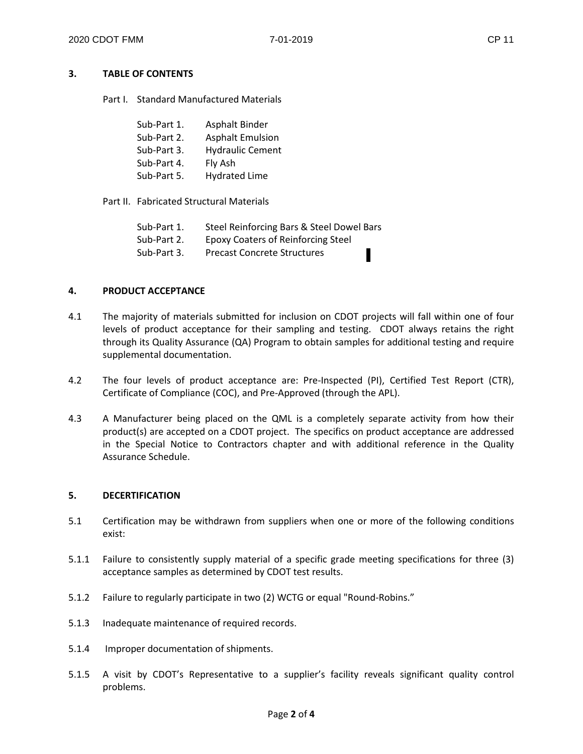## 3. TABLE OF CONTENTS

Part I. Standard Manufactured Materials

- Sub-Part 1. Asphalt Binder
- Sub-Part 2. Asphalt Emulsion
- Sub-Part 3. Hydraulic Cement
- Sub-Part 4. Fly Ash
- Sub-Part 5. Hydrated Lime

Part II. Fabricated Structural Materials

- Sub-Part 1. Steel Reinforcing Bars & Steel Dowel Bars
- Sub-Part 2. Epoxy Coaters of Reinforcing Steel
- Sub-Part 3. Precast Concrete Structures

## 4. PRODUCT ACCEPTANCE

4.1 The majority of materials submitted for inclusion on CDOT projects will fall within one of four levels of product acceptance for their sampling and testing. CDOT always retains the right through its Quality Assurance (QA) Program to obtain samples for additional testing and require supplemental documentation.

4.2 The four levels of product acceptance are: Pre-Inspected (PI), Certified Test Report (CTR), Certificate of Compliance (COC), and Pre-Approved (through the APL).

4.3 A Manufacturer being placed on the QML is a completely separate activity from how their product(s) are accepted on a CDOT project. The specifics on product acceptance are addressed in the Special Notice to Contractors chapter and with additional reference in the Quality Assurance Schedule.

## 5. DECERTIFICATION

5.1 Certification may be withdrawn from suppliers when one or more of the following conditions exist:

5.1.1 Failure to consistently supply material of a specific grade meeting specifications for three (3) acceptance samples as determined by CDOT test results.

5.1.2 Failure to regularly participate in two (2) WCTG or equal "Round-Robins."

5.1.3 Inadequate maintenance of required records.

5.1.4 Improper documentation of shipments.

5.1.5 A visit by CDOT's Representative to a supplier's facility reveals significant quality control problems.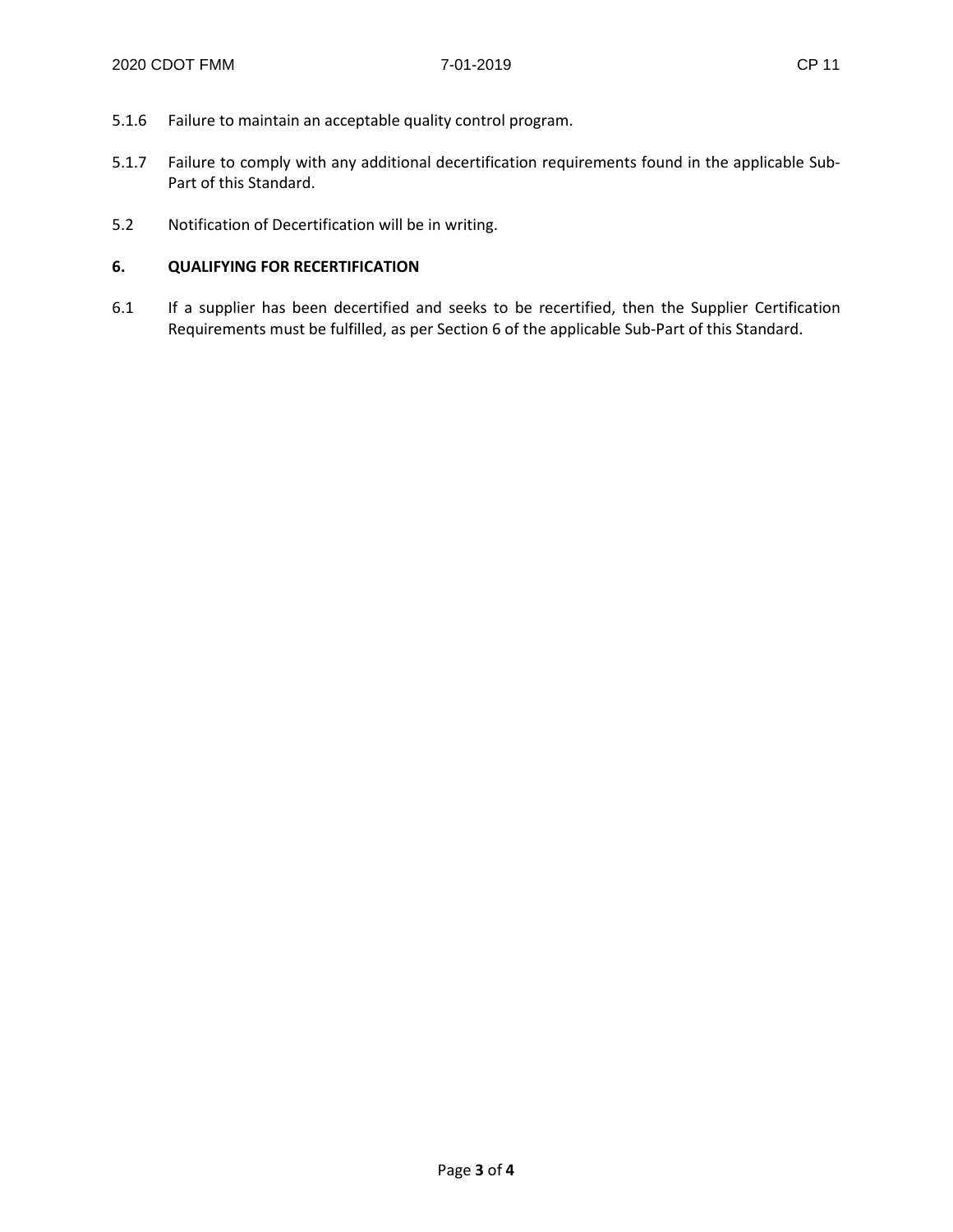5.1.6 Failure to maintain an acceptable quality control program.

5.1.7 Failure to comply with any additional decertification requirements found in the applicable Sub-Part of this Standard.

5.2 Notification of Decertification will be in writing.

## 6. QUALIFYING FOR RECERTIFICATION

6.1 If a supplier has been decertified and seeks to be recertified, then the Supplier Certification Requirements must be fulfilled, as per Section 6 of the applicable Sub-Part of this Standard.